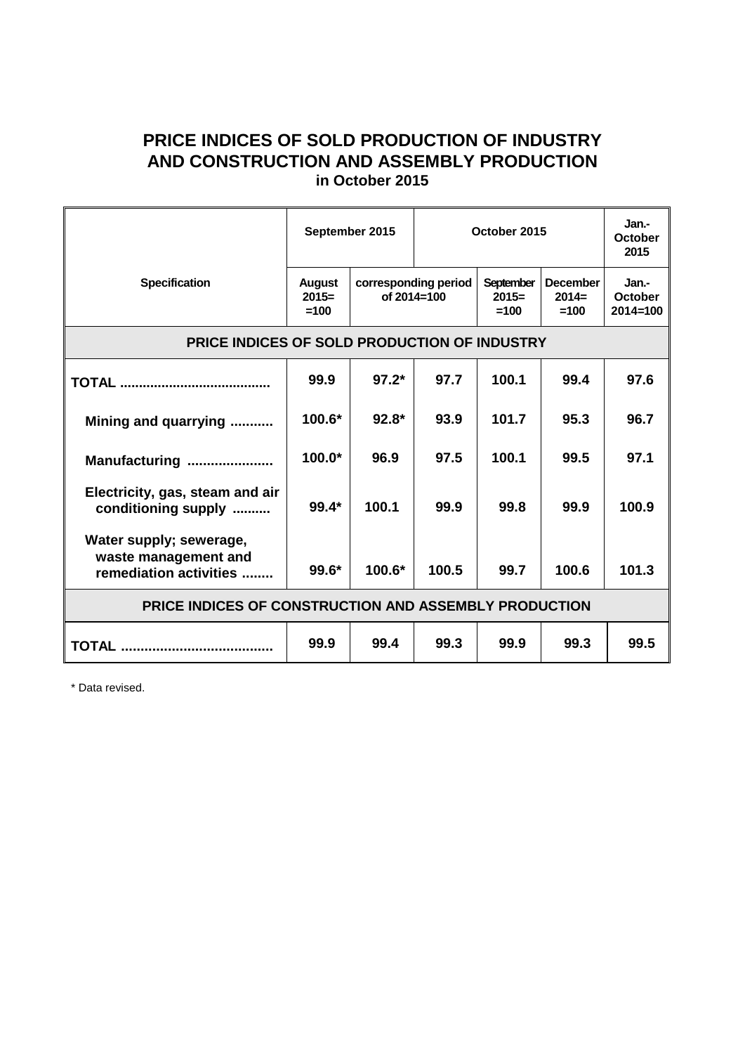# PRICE INDICES OF SOLD PRODUCTION OF INDUSTRY AND CONSTRUCTION AND ASSEMBLY PRODUCTION

**in October 2015**

| Specification | September 2015 | | October 2015 | | | Jan.-October 2015 |
|---|---|---|---|---|---|---|
| | August 2015= =100 | corresponding period of 2014=100 | | September 2015= =100 | December 2014= =100 | Jan.-October 2014=100 |
| **PRICE INDICES OF SOLD PRODUCTION OF INDUSTRY** | | | | | | |
| **TOTAL ......................................** | **99.9** | **97.2*** | **97.7** | **100.1** | **99.4** | **97.6** |
| **Mining and quarrying ...........** | **100.6*** | **92.8*** | **93.9** | **101.7** | **95.3** | **96.7** |
| **Manufacturing .....................** | **100.0*** | **96.9** | **97.5** | **100.1** | **99.5** | **97.1** |
| **Electricity, gas, steam and air conditioning supply ..........** | **99.4*** | **100.1** | **99.9** | **99.8** | **99.9** | **100.9** |
| **Water supply; sewerage, waste management and remediation activities ........** | **99.6*** | **100.6*** | **100.5** | **99.7** | **100.6** | **101.3** |
| **PRICE INDICES OF CONSTRUCTION AND ASSEMBLY PRODUCTION** | | | | | | |
| **TOTAL ......................................** | **99.9** | **99.4** | **99.3** | **99.9** | **99.3** | **99.5** |

\* Data revised.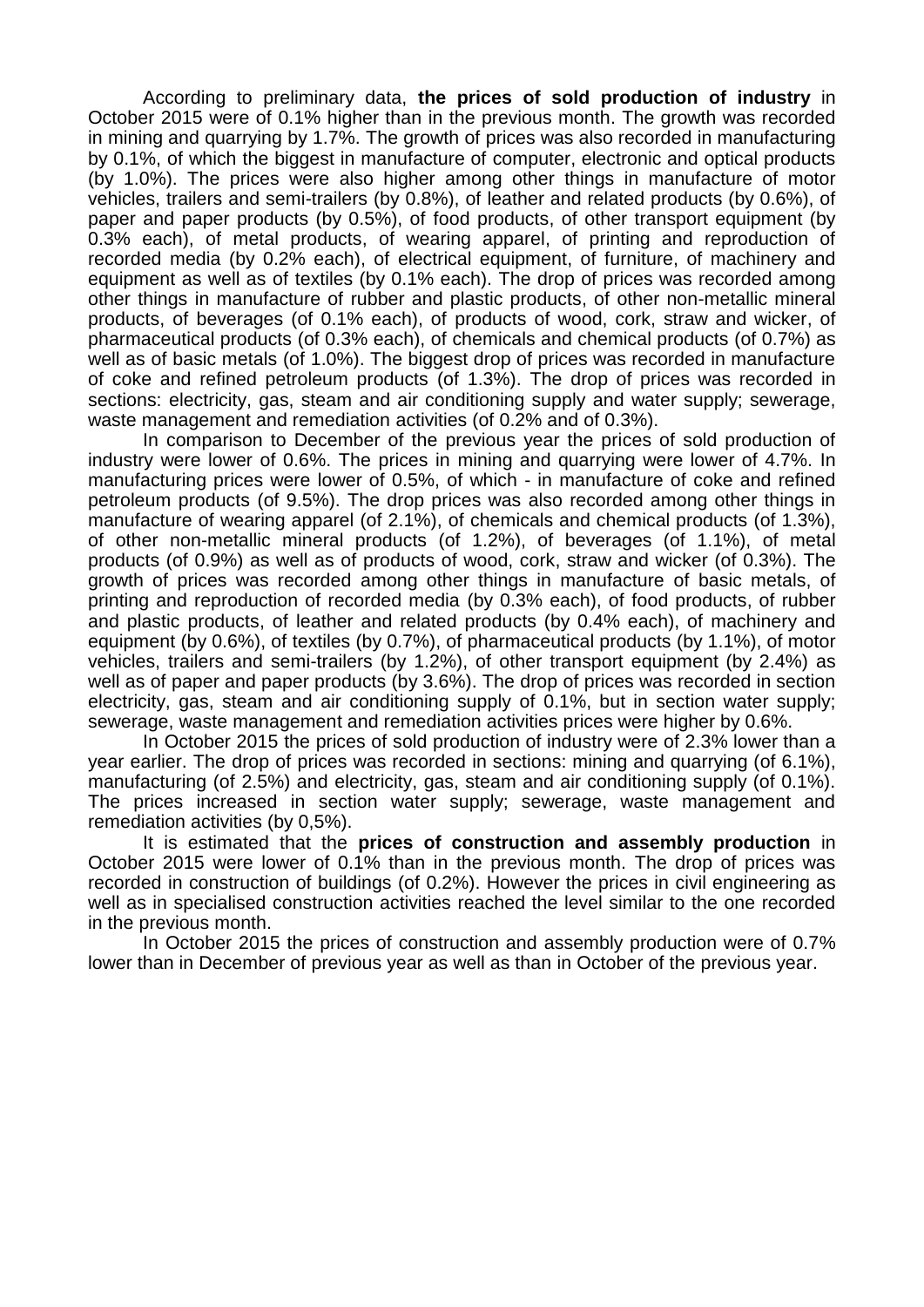According to preliminary data, **the prices of sold production of industry** in October 2015 were of 0.1% higher than in the previous month. The growth was recorded in mining and quarrying by 1.7%. The growth of prices was also recorded in manufacturing by 0.1%, of which the biggest in manufacture of computer, electronic and optical products (by 1.0%). The prices were also higher among other things in manufacture of motor vehicles, trailers and semi-trailers (by 0.8%), of leather and related products (by 0.6%), of paper and paper products (by 0.5%), of food products, of other transport equipment (by 0.3% each), of metal products, of wearing apparel, of printing and reproduction of recorded media (by 0.2% each), of electrical equipment, of furniture, of machinery and equipment as well as of textiles (by 0.1% each). The drop of prices was recorded among other things in manufacture of rubber and plastic products, of other non-metallic mineral products, of beverages (of 0.1% each), of products of wood, cork, straw and wicker, of pharmaceutical products (of 0.3% each), of chemicals and chemical products (of 0.7%) as well as of basic metals (of 1.0%). The biggest drop of prices was recorded in manufacture of coke and refined petroleum products (of 1.3%). The drop of prices was recorded in sections: electricity, gas, steam and air conditioning supply and water supply; sewerage, waste management and remediation activities (of 0.2% and of 0.3%).

In comparison to December of the previous year the prices of sold production of industry were lower of 0.6%. The prices in mining and quarrying were lower of 4.7%. In manufacturing prices were lower of 0.5%, of which - in manufacture of coke and refined petroleum products (of 9.5%). The drop prices was also recorded among other things in manufacture of wearing apparel (of 2.1%), of chemicals and chemical products (of 1.3%), of other non-metallic mineral products (of 1.2%), of beverages (of 1.1%), of metal products (of 0.9%) as well as of products of wood, cork, straw and wicker (of 0.3%). The growth of prices was recorded among other things in manufacture of basic metals, of printing and reproduction of recorded media (by 0.3% each), of food products, of rubber and plastic products, of leather and related products (by 0.4% each), of machinery and equipment (by 0.6%), of textiles (by 0.7%), of pharmaceutical products (by 1.1%), of motor vehicles, trailers and semi-trailers (by 1.2%), of other transport equipment (by 2.4%) as well as of paper and paper products (by 3.6%). The drop of prices was recorded in section electricity, gas, steam and air conditioning supply of 0.1%, but in section water supply; sewerage, waste management and remediation activities prices were higher by 0.6%.

In October 2015 the prices of sold production of industry were of 2.3% lower than a year earlier. The drop of prices was recorded in sections: mining and quarrying (of 6.1%), manufacturing (of 2.5%) and electricity, gas, steam and air conditioning supply (of 0.1%). The prices increased in section water supply; sewerage, waste management and remediation activities (by 0,5%).

It is estimated that the **prices of construction and assembly production** in October 2015 were lower of 0.1% than in the previous month. The drop of prices was recorded in construction of buildings (of 0.2%). However the prices in civil engineering as well as in specialised construction activities reached the level similar to the one recorded in the previous month.

In October 2015 the prices of construction and assembly production were of 0.7% lower than in December of previous year as well as than in October of the previous year.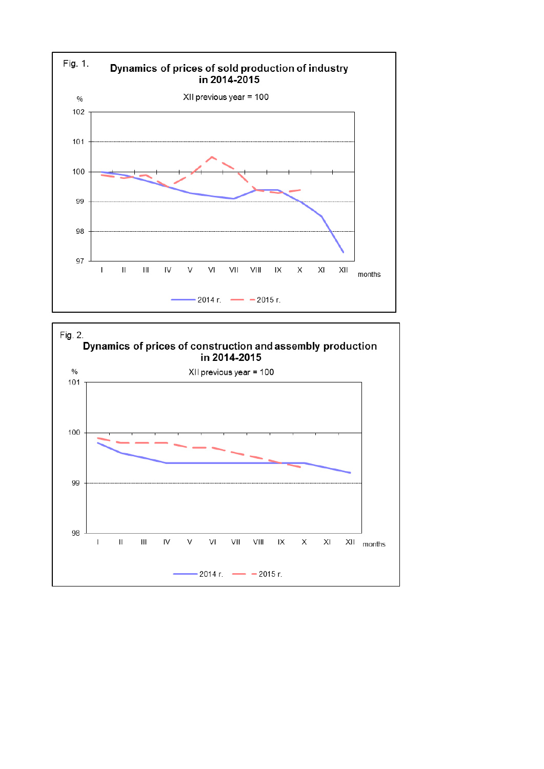Fig. 1.

**Dynamics of prices of sold production of industry in 2014-2015**

XII previous year = 100

%

102

101

100

99

98

97

I II III IV V VI VII VIII IX X XI XII months

2014 r. 2015 r.

Fig. 2.

**Dynamics of prices of construction and assembly production in 2014-2015**

XII previous year = 100

%

101

100

99

98

I II III IV V VI VII VIII IX X XI XII months

2014 r. 2015 r.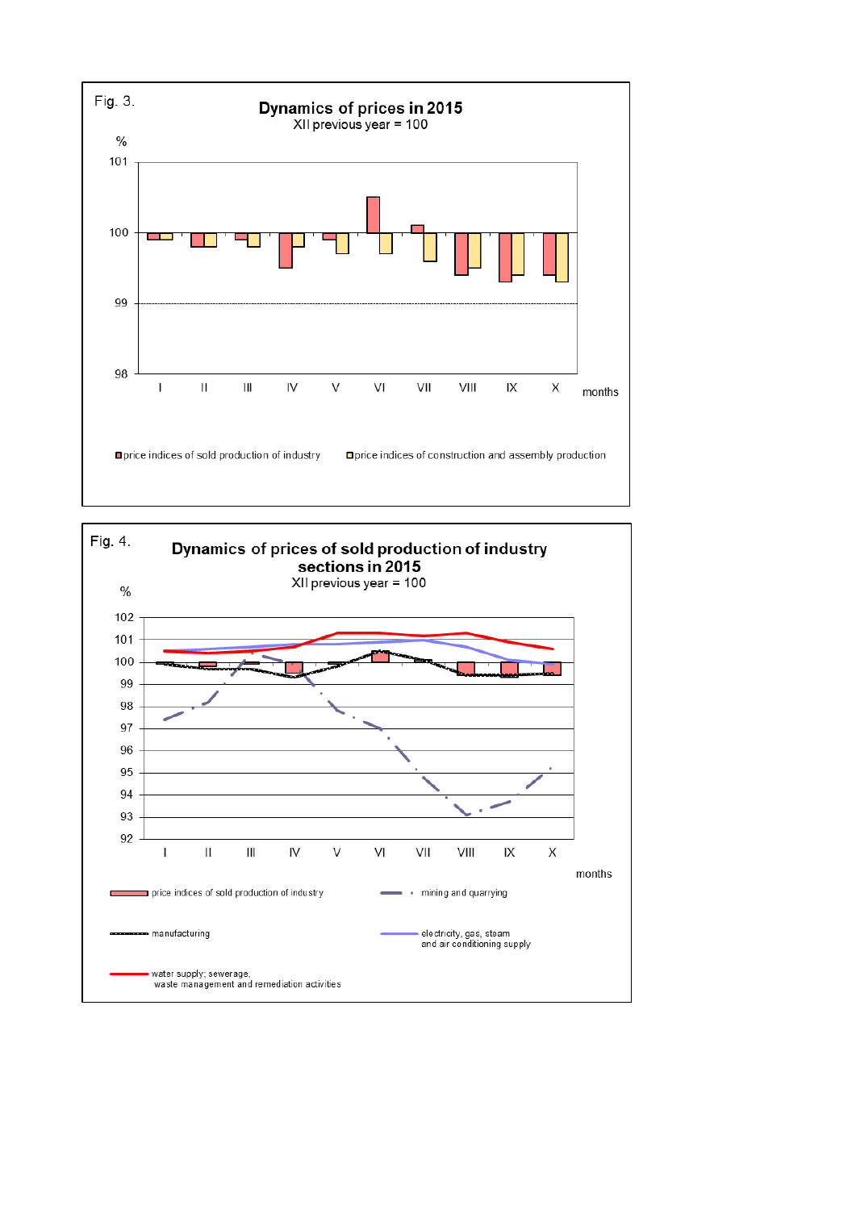Fig. 3.

**Dynamics of prices in 2015**

XII previous year = 100

%

101

100

99

98

I II III IV V VI VII VIII IX X

months

price indices of sold production of industry

price indices of construction and assembly production

Fig. 4.

**Dynamics of prices of sold production of industry sections in 2015**

XII previous year = 100

%

102

101

100

99

98

97

96

95

94

93

92

I II III IV V VI VII VIII IX X

months

price indices of sold production of industry

mining and quarrying

manufacturing

electricity, gas, steam and air conditioning supply

water supply; sewerage, waste management and remediation activities